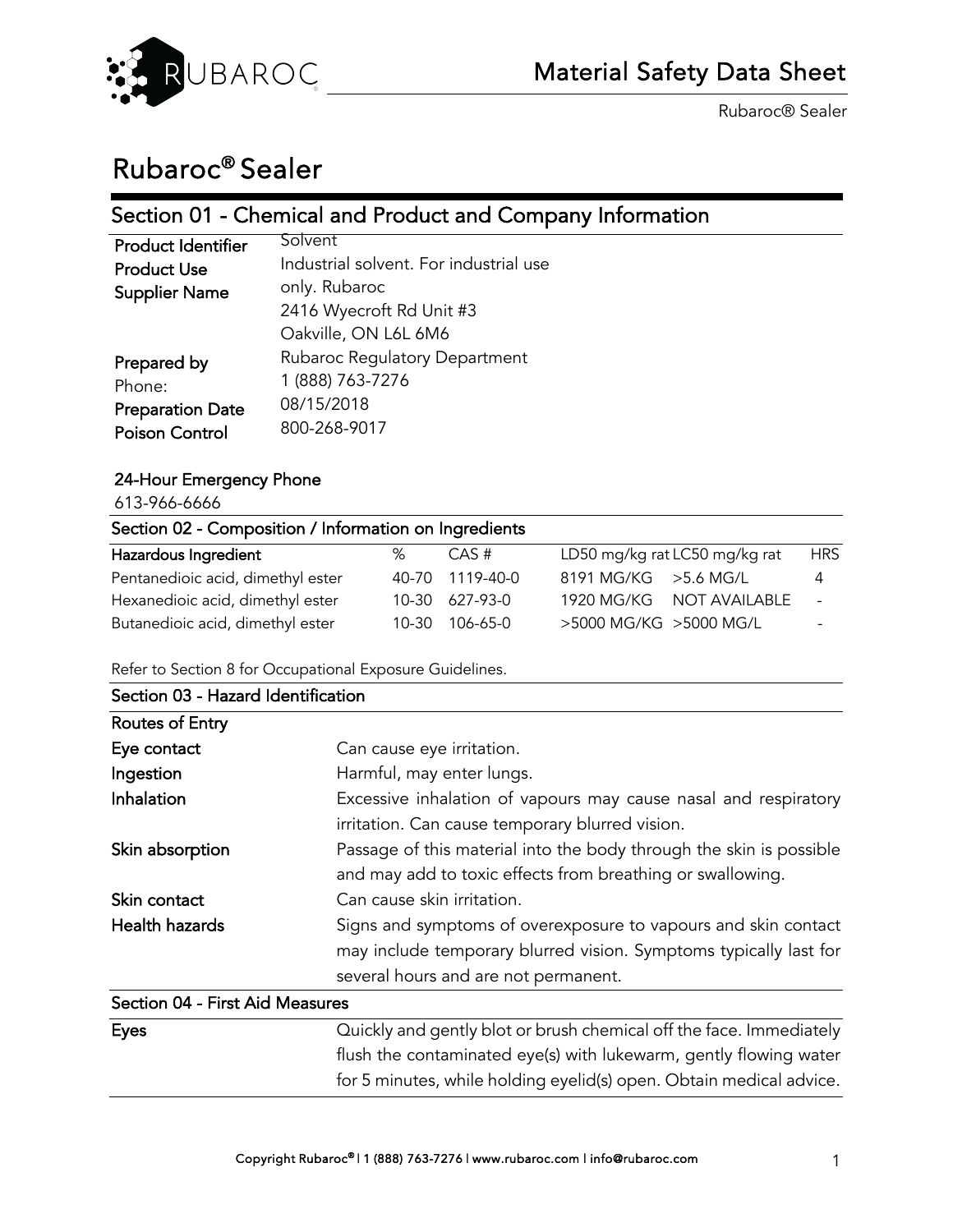# Rubaroc® Sealer

## Section 01 - Chemical and Product and Company Information

| | |
|---|---|
| **Product Identifier** | Solvent |
| **Product Use** | Industrial solvent. For industrial use only. |
| **Supplier Name** | Rubaroc<br>2416 Wyecroft Rd Unit #3<br>Oakville, ON L6L 6M6 |
| **Prepared by** | Rubaroc Regulatory Department |
| Phone: | 1 (888) 763-7276 |
| **Preparation Date** | 08/15/2018 |
| **Poison Control** | 800-268-9017 |

**24-Hour Emergency Phone**

613-966-6666

## Section 02 - Composition / Information on Ingredients

| Hazardous Ingredient | % | CAS # | LD50 mg/kg rat | LC50 mg/kg rat | HRS |
|---|---|---|---|---|---|
| Pentanedioic acid, dimethyl ester | 40-70 | 1119-40-0 | 8191 MG/KG | >5.6 MG/L | 4 |
| Hexanedioic acid, dimethyl ester | 10-30 | 627-93-0 | 1920 MG/KG | NOT AVAILABLE | - |
| Butanedioic acid, dimethyl ester | 10-30 | 106-65-0 | >5000 MG/KG | >5000 MG/L | - |

Refer to Section 8 for Occupational Exposure Guidelines.

## Section 03 - Hazard Identification

| **Routes of Entry** | |
|---|---|
| **Eye contact** | Can cause eye irritation. |
| **Ingestion** | Harmful, may enter lungs. |
| **Inhalation** | Excessive inhalation of vapours may cause nasal and respiratory irritation. Can cause temporary blurred vision. |
| **Skin absorption** | Passage of this material into the body through the skin is possible and may add to toxic effects from breathing or swallowing. |
| **Skin contact** | Can cause skin irritation. |
| **Health hazards** | Signs and symptoms of overexposure to vapours and skin contact may include temporary blurred vision. Symptoms typically last for several hours and are not permanent. |

## Section 04 - First Aid Measures

| | |
|---|---|
| **Eyes** | Quickly and gently blot or brush chemical off the face. Immediately flush the contaminated eye(s) with lukewarm, gently flowing water for 5 minutes, while holding eyelid(s) open. Obtain medical advice. |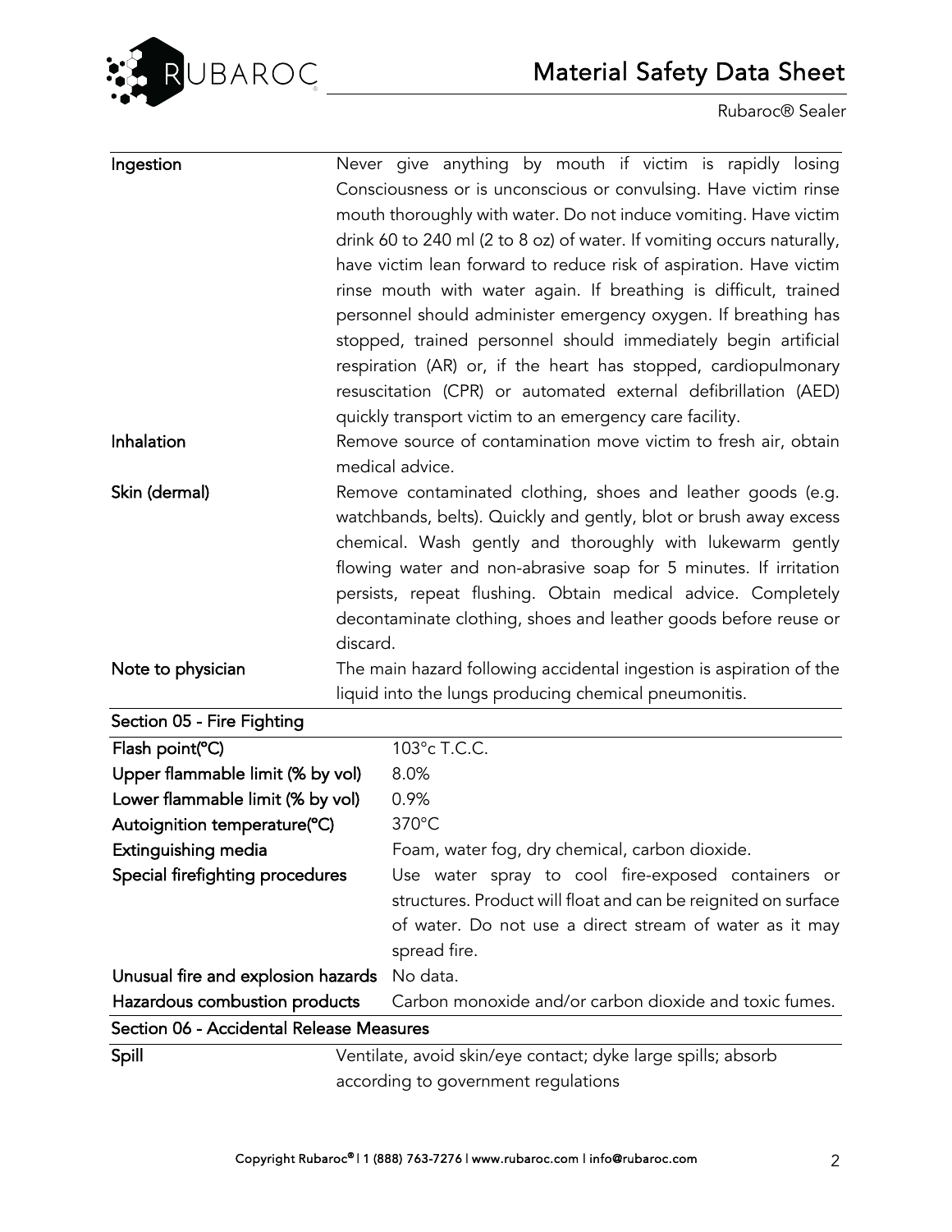| | |
|---|---|
| **Ingestion** | Never give anything by mouth if victim is rapidly losing Consciousness or is unconscious or convulsing. Have victim rinse mouth thoroughly with water. Do not induce vomiting. Have victim drink 60 to 240 ml (2 to 8 oz) of water. If vomiting occurs naturally, have victim lean forward to reduce risk of aspiration. Have victim rinse mouth with water again. If breathing is difficult, trained personnel should administer emergency oxygen. If breathing has stopped, trained personnel should immediately begin artificial respiration (AR) or, if the heart has stopped, cardiopulmonary resuscitation (CPR) or automated external defibrillation (AED) quickly transport victim to an emergency care facility. |
| **Inhalation** | Remove source of contamination move victim to fresh air, obtain medical advice. |
| **Skin (dermal)** | Remove contaminated clothing, shoes and leather goods (e.g. watchbands, belts). Quickly and gently, blot or brush away excess chemical. Wash gently and thoroughly with lukewarm gently flowing water and non-abrasive soap for 5 minutes. If irritation persists, repeat flushing. Obtain medical advice. Completely decontaminate clothing, shoes and leather goods before reuse or discard. |
| **Note to physician** | The main hazard following accidental ingestion is aspiration of the liquid into the lungs producing chemical pneumonitis. |

## Section 05 - Fire Fighting

| | |
|---|---|
| **Flash point(°C)** | 103°c T.C.C. |
| **Upper flammable limit (% by vol)** | 8.0% |
| **Lower flammable limit (% by vol)** | 0.9% |
| **Autoignition temperature(°C)** | 370°C |
| **Extinguishing media** | Foam, water fog, dry chemical, carbon dioxide. |
| **Special firefighting procedures** | Use water spray to cool fire-exposed containers or structures. Product will float and can be reignited on surface of water. Do not use a direct stream of water as it may spread fire. |
| **Unusual fire and explosion hazards** | No data. |
| **Hazardous combustion products** | Carbon monoxide and/or carbon dioxide and toxic fumes. |

## Section 06 - Accidental Release Measures

| | |
|---|---|
| **Spill** | Ventilate, avoid skin/eye contact; dyke large spills; absorb according to government regulations |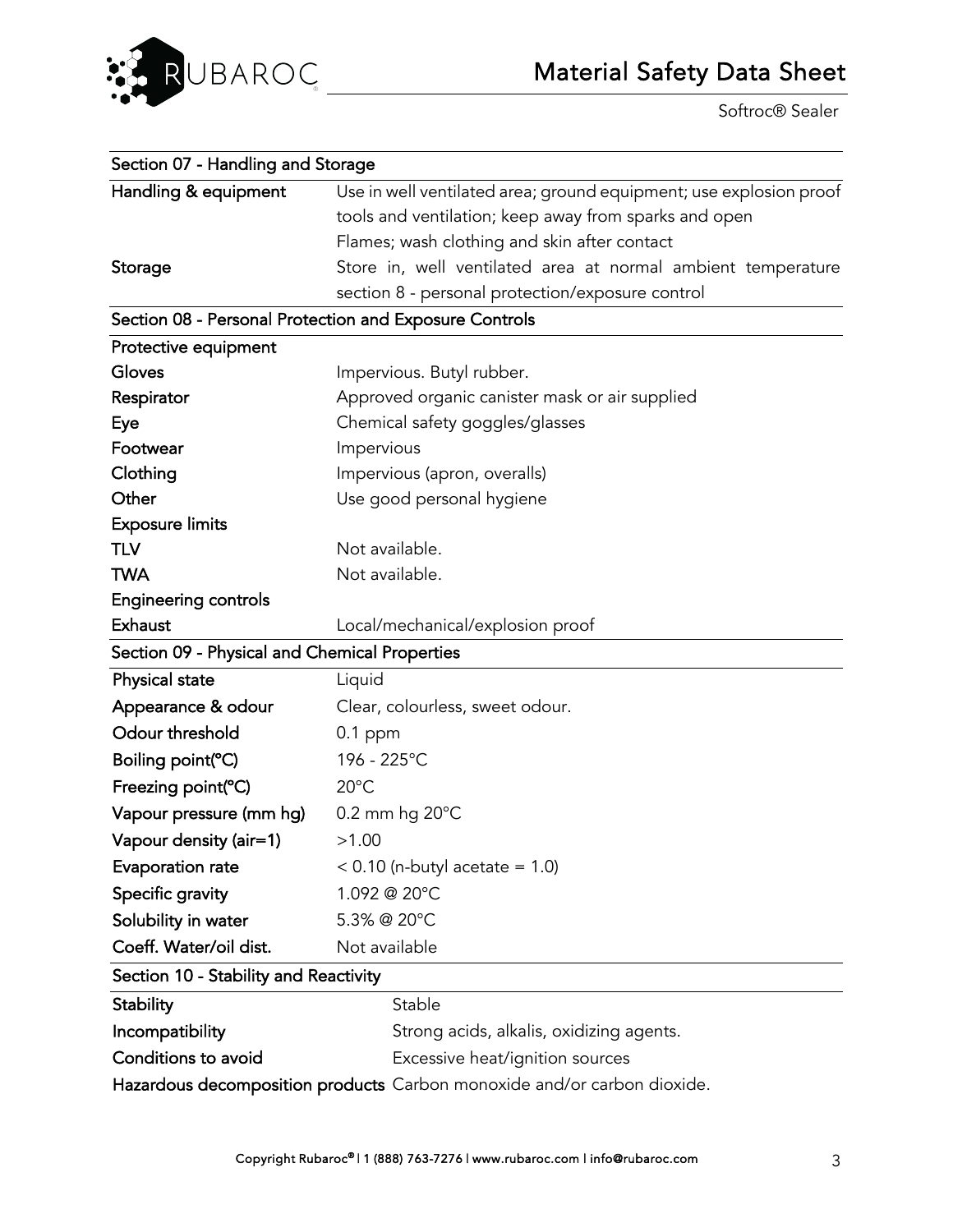## Section 07 - Handling and Storage

| | |
|---|---|
| **Handling & equipment** | Use in well ventilated area; ground equipment; use explosion proof tools and ventilation; keep away from sparks and open Flames; wash clothing and skin after contact |
| **Storage** | Store in, well ventilated area at normal ambient temperature section 8 - personal protection/exposure control |

## Section 08 - Personal Protection and Exposure Controls

| | |
|---|---|
| **Protective equipment** | |
| **Gloves** | Impervious. Butyl rubber. |
| **Respirator** | Approved organic canister mask or air supplied |
| **Eye** | Chemical safety goggles/glasses |
| **Footwear** | Impervious |
| **Clothing** | Impervious (apron, overalls) |
| **Other** | Use good personal hygiene |
| **Exposure limits** | |
| **TLV** | Not available. |
| **TWA** | Not available. |
| **Engineering controls** | |
| **Exhaust** | Local/mechanical/explosion proof |

## Section 09 - Physical and Chemical Properties

| | |
|---|---|
| **Physical state** | Liquid |
| **Appearance & odour** | Clear, colourless, sweet odour. |
| **Odour threshold** | 0.1 ppm |
| **Boiling point(°C)** | 196 - 225°C |
| **Freezing point(°C)** | 20°C |
| **Vapour pressure (mm hg)** | 0.2 mm hg 20°C |
| **Vapour density (air=1)** | >1.00 |
| **Evaporation rate** | < 0.10 (n-butyl acetate = 1.0) |
| **Specific gravity** | 1.092 @ 20°C |
| **Solubility in water** | 5.3% @ 20°C |
| **Coeff. Water/oil dist.** | Not available |

## Section 10 - Stability and Reactivity

| | |
|---|---|
| **Stability** | Stable |
| **Incompatibility** | Strong acids, alkalis, oxidizing agents. |
| **Conditions to avoid** | Excessive heat/ignition sources |
| **Hazardous decomposition products** | Carbon monoxide and/or carbon dioxide. |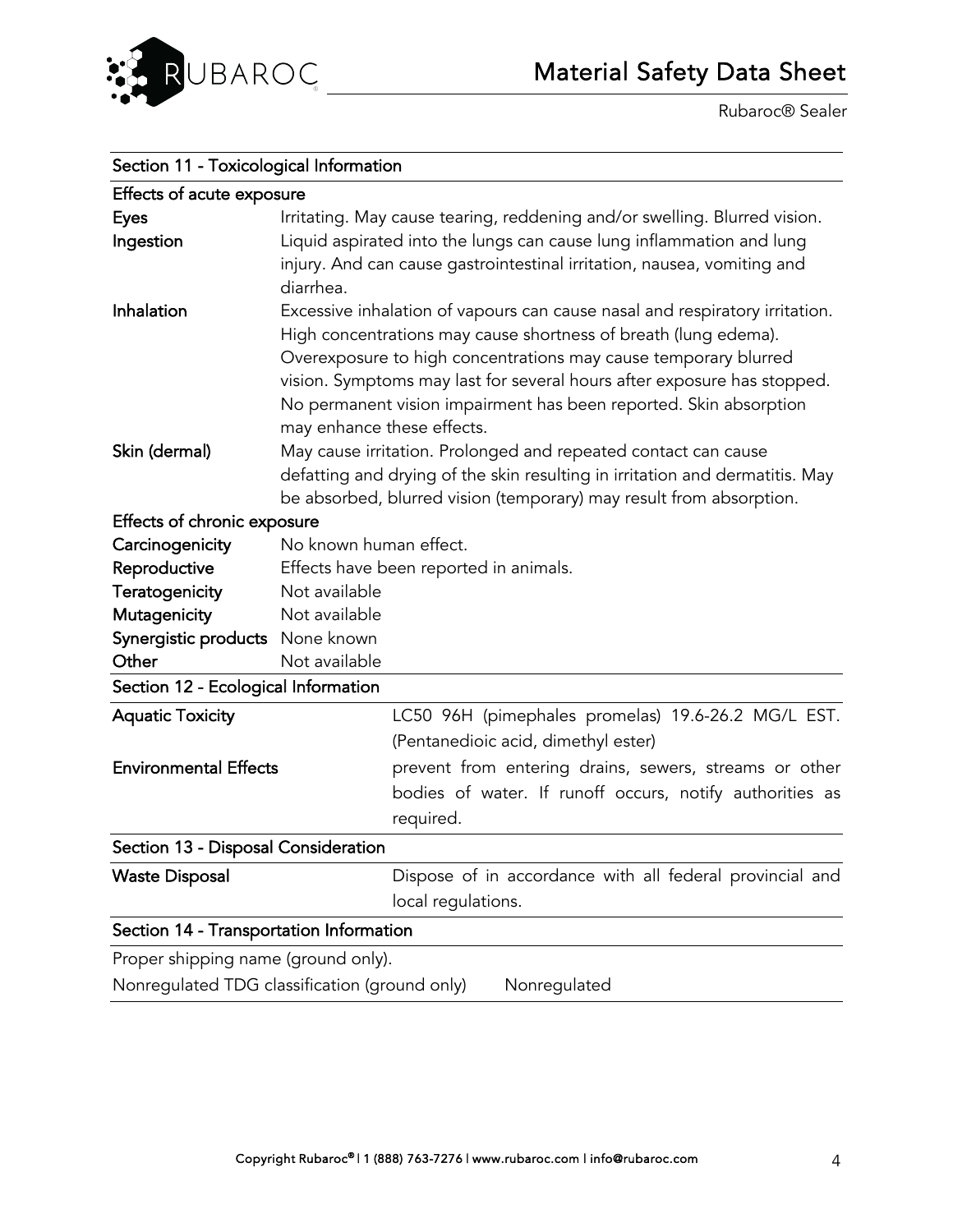## Section 11 - Toxicological Information

### Effects of acute exposure

| | |
|---|---|
| **Eyes** | Irritating. May cause tearing, reddening and/or swelling. Blurred vision. |
| **Ingestion** | Liquid aspirated into the lungs can cause lung inflammation and lung injury. And can cause gastrointestinal irritation, nausea, vomiting and diarrhea. |
| **Inhalation** | Excessive inhalation of vapours can cause nasal and respiratory irritation. High concentrations may cause shortness of breath (lung edema). Overexposure to high concentrations may cause temporary blurred vision. Symptoms may last for several hours after exposure has stopped. No permanent vision impairment has been reported. Skin absorption may enhance these effects. |
| **Skin (dermal)** | May cause irritation. Prolonged and repeated contact can cause defatting and drying of the skin resulting in irritation and dermatitis. May be absorbed, blurred vision (temporary) may result from absorption. |

### Effects of chronic exposure

| | |
|---|---|
| **Carcinogenicity** | No known human effect. |
| **Reproductive** | Effects have been reported in animals. |
| **Teratogenicity** | Not available |
| **Mutagenicity** | Not available |
| **Synergistic products** | None known |
| **Other** | Not available |

## Section 12 - Ecological Information

| | |
|---|---|
| **Aquatic Toxicity** | LC50 96H (pimephales promelas) 19.6-26.2 MG/L EST. (Pentanedioic acid, dimethyl ester) |
| **Environmental Effects** | prevent from entering drains, sewers, streams or other bodies of water. If runoff occurs, notify authorities as required. |

## Section 13 - Disposal Consideration

| | |
|---|---|
| **Waste Disposal** | Dispose of in accordance with all federal provincial and local regulations. |

## Section 14 - Transportation Information

Proper shipping name (ground only).

Nonregulated TDG classification (ground only) Nonregulated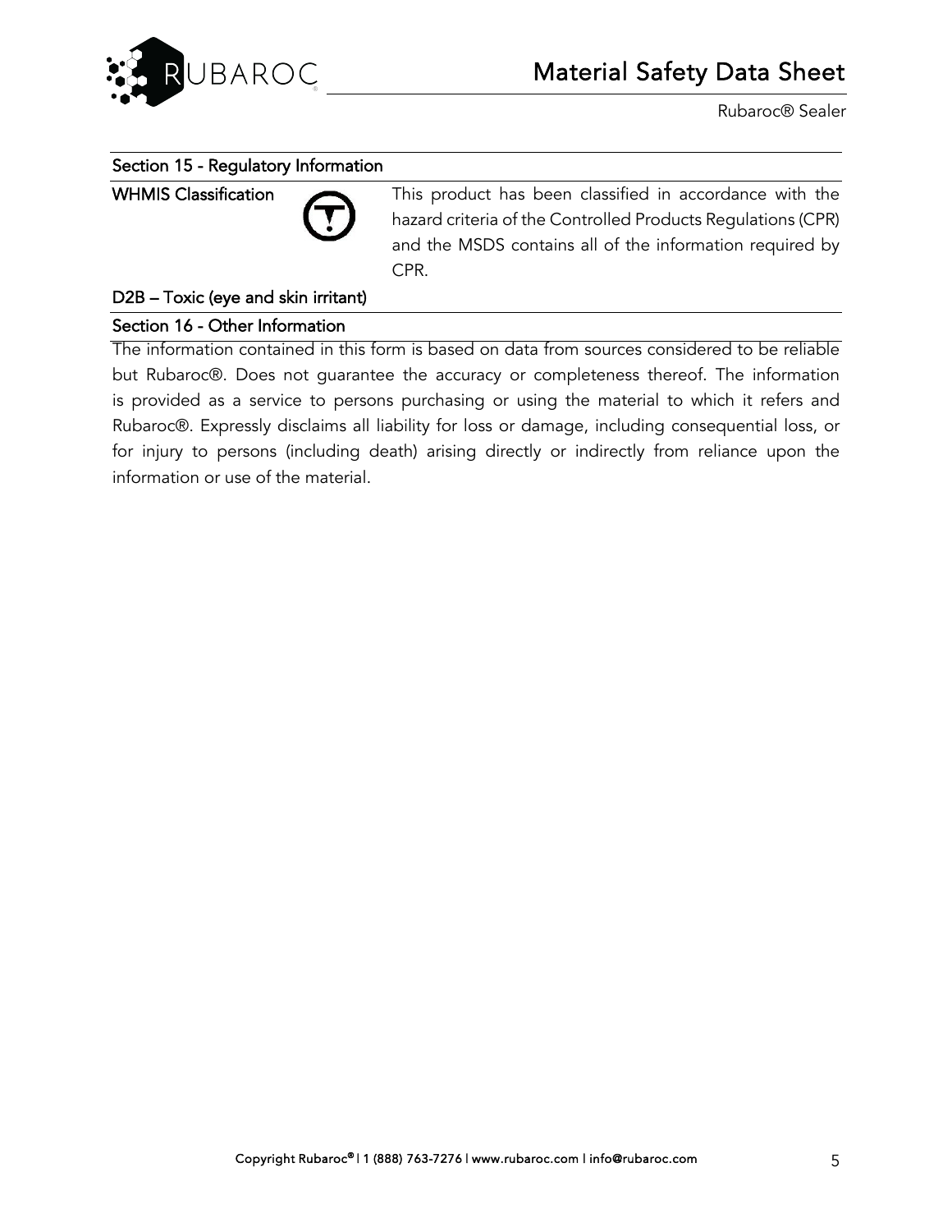## Section 15 - Regulatory Information

**WHMIS Classification**

This product has been classified in accordance with the hazard criteria of the Controlled Products Regulations (CPR) and the MSDS contains all of the information required by CPR.

**D2B – Toxic (eye and skin irritant)**

## Section 16 - Other Information

The information contained in this form is based on data from sources considered to be reliable but Rubaroc®. Does not guarantee the accuracy or completeness thereof. The information is provided as a service to persons purchasing or using the material to which it refers and Rubaroc®. Expressly disclaims all liability for loss or damage, including consequential loss, or for injury to persons (including death) arising directly or indirectly from reliance upon the information or use of the material.